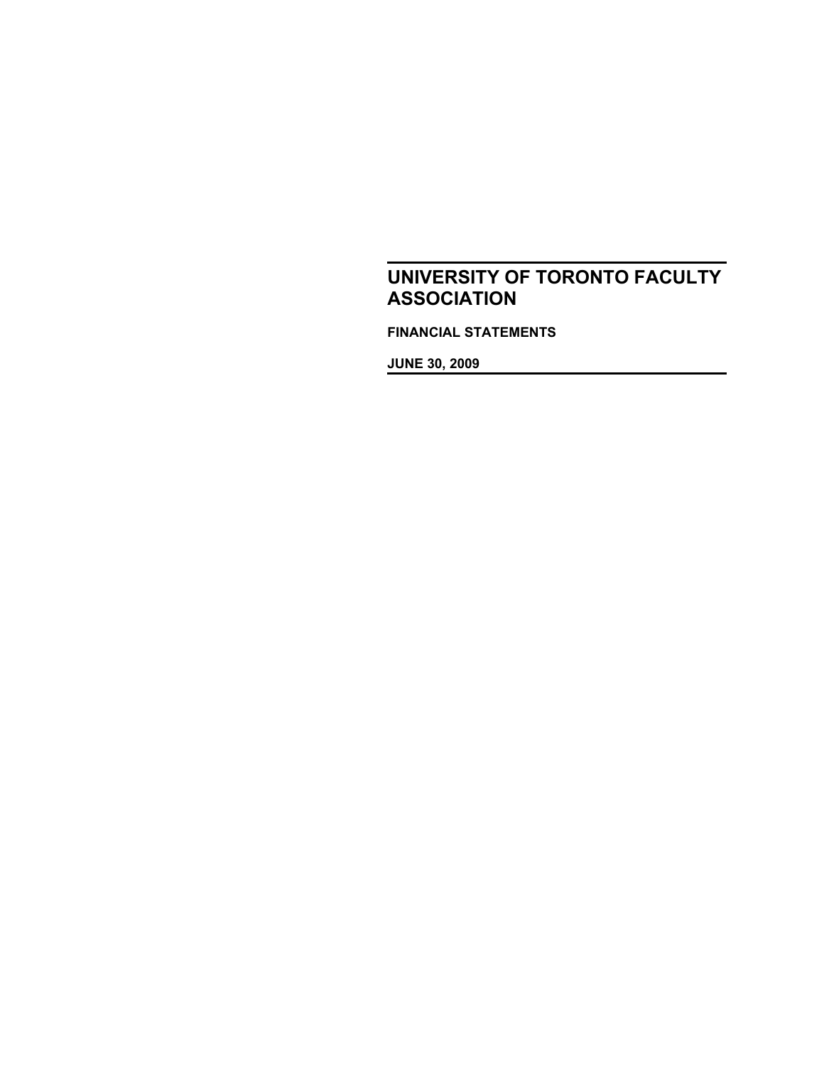# UNIVERSITY OF TORONTO FACULTY ASSOCIATION

**FINANCIAL STATEMENTS**

**JUNE 30, 2009**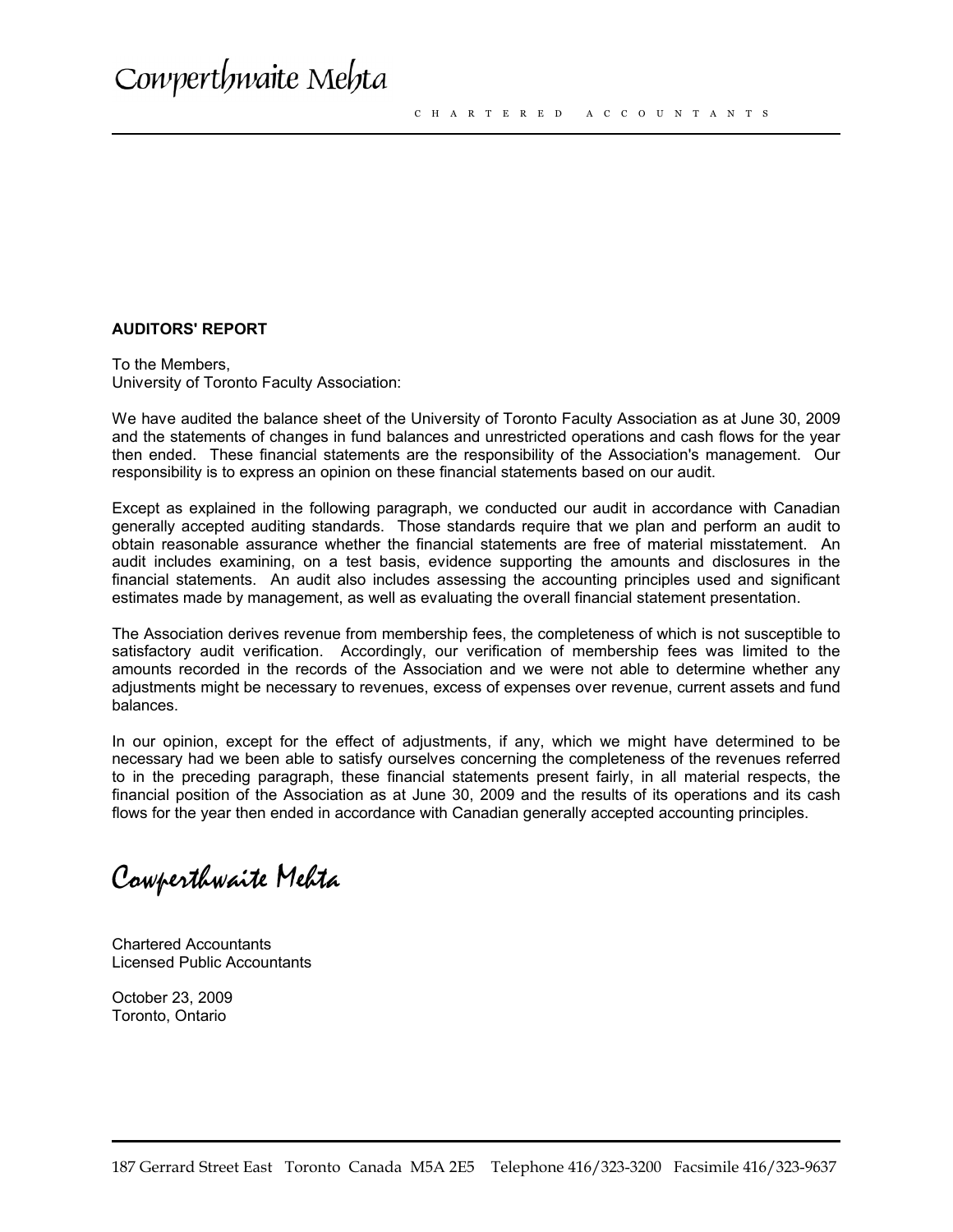# Cowperthwaite Mehta

CHARTERED ACCOUNTANTS

**AUDITORS' REPORT**

To the Members,
University of Toronto Faculty Association:

We have audited the balance sheet of the University of Toronto Faculty Association as at June 30, 2009 and the statements of changes in fund balances and unrestricted operations and cash flows for the year then ended. These financial statements are the responsibility of the Association's management. Our responsibility is to express an opinion on these financial statements based on our audit.

Except as explained in the following paragraph, we conducted our audit in accordance with Canadian generally accepted auditing standards. Those standards require that we plan and perform an audit to obtain reasonable assurance whether the financial statements are free of material misstatement. An audit includes examining, on a test basis, evidence supporting the amounts and disclosures in the financial statements. An audit also includes assessing the accounting principles used and significant estimates made by management, as well as evaluating the overall financial statement presentation.

The Association derives revenue from membership fees, the completeness of which is not susceptible to satisfactory audit verification. Accordingly, our verification of membership fees was limited to the amounts recorded in the records of the Association and we were not able to determine whether any adjustments might be necessary to revenues, excess of expenses over revenue, current assets and fund balances.

In our opinion, except for the effect of adjustments, if any, which we might have determined to be necessary had we been able to satisfy ourselves concerning the completeness of the revenues referred to in the preceding paragraph, these financial statements present fairly, in all material respects, the financial position of the Association as at June 30, 2009 and the results of its operations and its cash flows for the year then ended in accordance with Canadian generally accepted accounting principles.

Cowperthwaite Mehta

Chartered Accountants
Licensed Public Accountants

October 23, 2009
Toronto, Ontario

187 Gerrard Street East Toronto Canada M5A 2E5 Telephone 416/323-3200 Facsimile 416/323-9637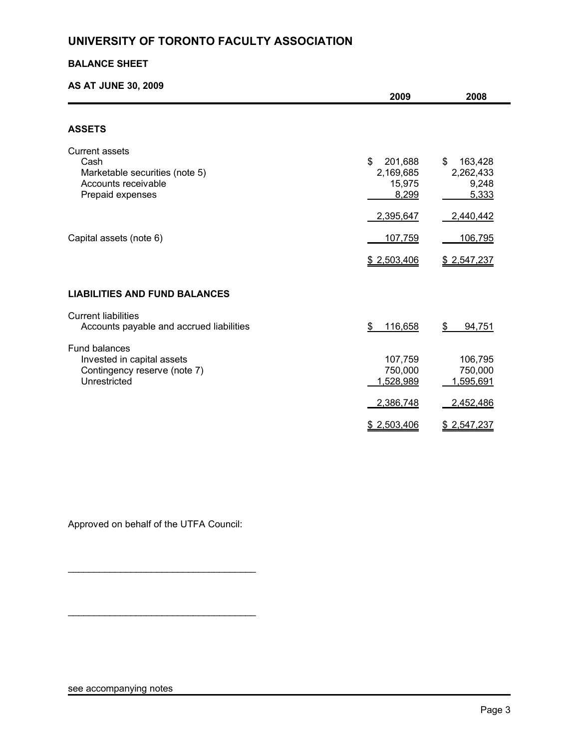# UNIVERSITY OF TORONTO FACULTY ASSOCIATION

## BALANCE SHEET

### AS AT JUNE 30, 2009

| | 2009 | 2008 |
|---|---|---|
| **ASSETS** | | |
| Current assets | | |
| Cash | $ 201,688 | $ 163,428 |
| Marketable securities (note 5) | 2,169,685 | 2,262,433 |
| Accounts receivable | 15,975 | 9,248 |
| Prepaid expenses | 8,299 | 5,333 |
| | 2,395,647 | 2,440,442 |
| Capital assets (note 6) | 107,759 | 106,795 |
| | $ 2,503,406 | $ 2,547,237 |
| **LIABILITIES AND FUND BALANCES** | | |
| Current liabilities | | |
| Accounts payable and accrued liabilities | $ 116,658 | $ 94,751 |
| Fund balances | | |
| Invested in capital assets | 107,759 | 106,795 |
| Contingency reserve (note 7) | 750,000 | 750,000 |
| Unrestricted | 1,528,989 | 1,595,691 |
| | 2,386,748 | 2,452,486 |
| | $ 2,503,406 | $ 2,547,237 |

Approved on behalf of the UTFA Council:

___________________________________

___________________________________

see accompanying notes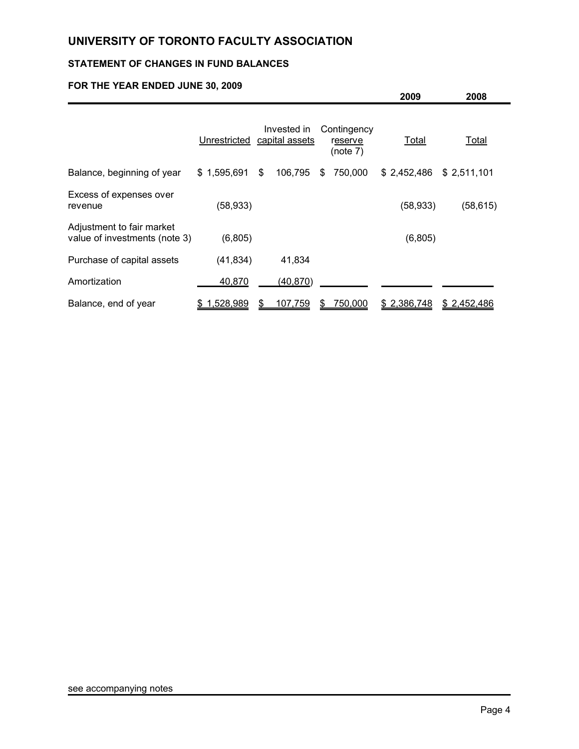# UNIVERSITY OF TORONTO FACULTY ASSOCIATION

## STATEMENT OF CHANGES IN FUND BALANCES

### FOR THE YEAR ENDED JUNE 30, 2009

| | Unrestricted | Invested in capital assets | Contingency reserve (note 7) | 2009 Total | 2008 Total |
|---|---|---|---|---|---|
| Balance, beginning of year | $ 1,595,691 | $ 106,795 | $ 750,000 | $ 2,452,486 | $ 2,511,101 |
| Excess of expenses over revenue | (58,933) | | | (58,933) | (58,615) |
| Adjustment to fair market value of investments (note 3) | (6,805) | | | (6,805) | |
| Purchase of capital assets | (41,834) | 41,834 | | | |
| Amortization | 40,870 | (40,870) | | | |
| Balance, end of year | $ 1,528,989 | $ 107,759 | $ 750,000 | $ 2,386,748 | $ 2,452,486 |

see accompanying notes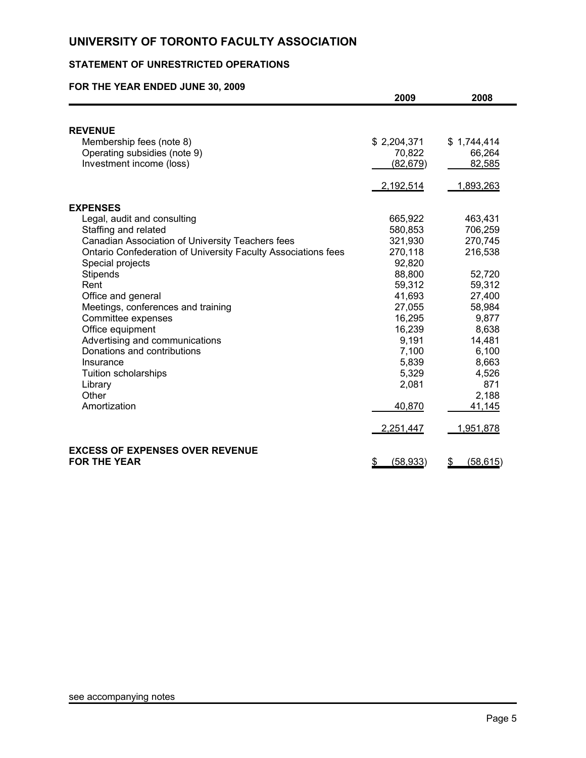# UNIVERSITY OF TORONTO FACULTY ASSOCIATION

## STATEMENT OF UNRESTRICTED OPERATIONS

### FOR THE YEAR ENDED JUNE 30, 2009

| | 2009 | 2008 |
|---|---|---|
| **REVENUE** | | |
| Membership fees (note 8) | $ 2,204,371 | $ 1,744,414 |
| Operating subsidies (note 9) | 70,822 | 66,264 |
| Investment income (loss) | (82,679) | 82,585 |
| | 2,192,514 | 1,893,263 |
| **EXPENSES** | | |
| Legal, audit and consulting | 665,922 | 463,431 |
| Staffing and related | 580,853 | 706,259 |
| Canadian Association of University Teachers fees | 321,930 | 270,745 |
| Ontario Confederation of University Faculty Associations fees | 270,118 | 216,538 |
| Special projects | 92,820 | |
| Stipends | 88,800 | 52,720 |
| Rent | 59,312 | 59,312 |
| Office and general | 41,693 | 27,400 |
| Meetings, conferences and training | 27,055 | 58,984 |
| Committee expenses | 16,295 | 9,877 |
| Office equipment | 16,239 | 8,638 |
| Advertising and communications | 9,191 | 14,481 |
| Donations and contributions | 7,100 | 6,100 |
| Insurance | 5,839 | 8,663 |
| Tuition scholarships | 5,329 | 4,526 |
| Library | 2,081 | 871 |
| Other | | 2,188 |
| Amortization | 40,870 | 41,145 |
| | 2,251,447 | 1,951,878 |
| **EXCESS OF EXPENSES OVER REVENUE FOR THE YEAR** | $ (58,933) | $ (58,615) |

see accompanying notes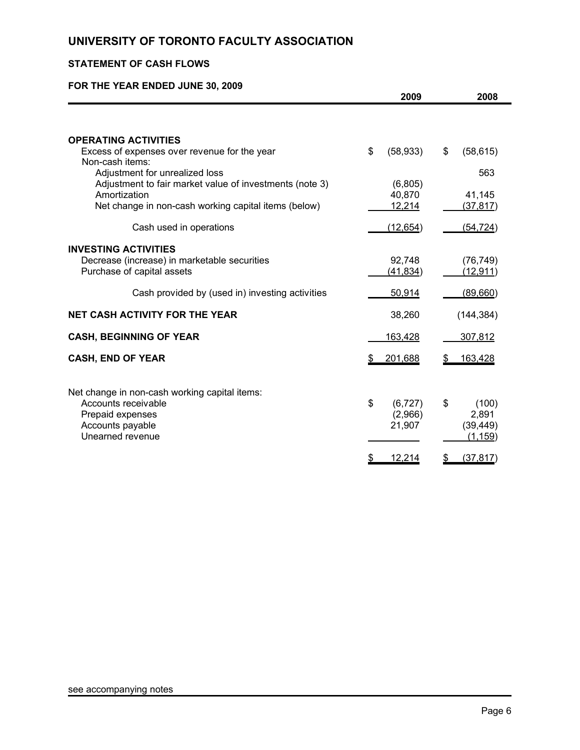# UNIVERSITY OF TORONTO FACULTY ASSOCIATION

## STATEMENT OF CASH FLOWS

### FOR THE YEAR ENDED JUNE 30, 2009

| | 2009 | 2008 |
|---|---|---|
| **OPERATING ACTIVITIES** | | |
| Excess of expenses over revenue for the year | $ (58,933) | $ (58,615) |
| Non-cash items: | | |
| Adjustment for unrealized loss | | 563 |
| Adjustment to fair market value of investments (note 3) | (6,805) | |
| Amortization | 40,870 | 41,145 |
| Net change in non-cash working capital items (below) | 12,214 | (37,817) |
| Cash used in operations | (12,654) | (54,724) |
| **INVESTING ACTIVITIES** | | |
| Decrease (increase) in marketable securities | 92,748 | (76,749) |
| Purchase of capital assets | (41,834) | (12,911) |
| Cash provided by (used in) investing activities | 50,914 | (89,660) |
| **NET CASH ACTIVITY FOR THE YEAR** | 38,260 | (144,384) |
| **CASH, BEGINNING OF YEAR** | 163,428 | 307,812 |
| **CASH, END OF YEAR** | $ 201,688 | $ 163,428 |

| | 2009 | 2008 |
|---|---|---|
| Net change in non-cash working capital items: | | |
| Accounts receivable | $ (6,727) | $ (100) |
| Prepaid expenses | (2,966) | 2,891 |
| Accounts payable | 21,907 | (39,449) |
| Unearned revenue | | (1,159) |
| | $ 12,214 | $ (37,817) |

see accompanying notes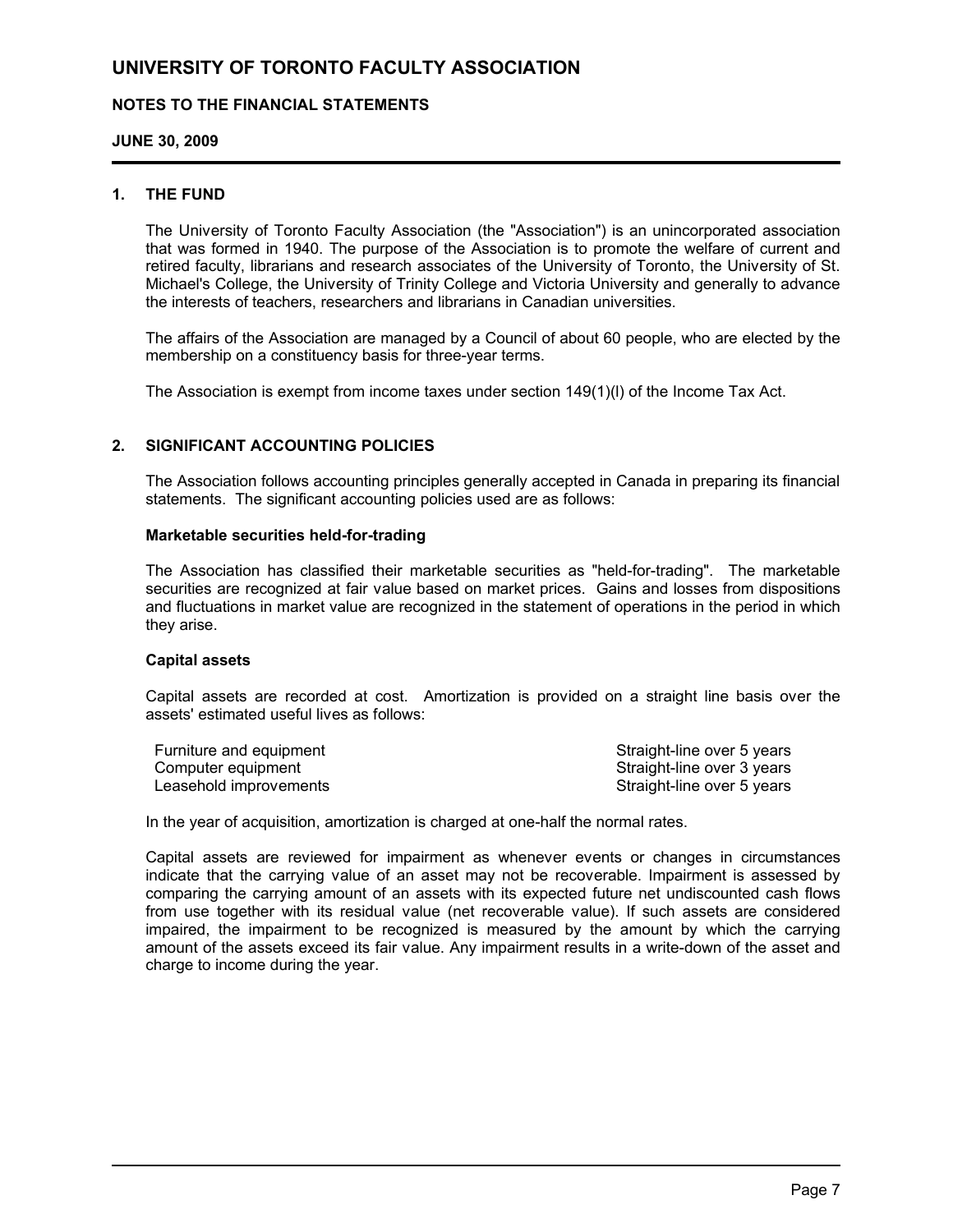# UNIVERSITY OF TORONTO FACULTY ASSOCIATION

## NOTES TO THE FINANCIAL STATEMENTS

**JUNE 30, 2009**

### 1. THE FUND

The University of Toronto Faculty Association (the "Association") is an unincorporated association that was formed in 1940. The purpose of the Association is to promote the welfare of current and retired faculty, librarians and research associates of the University of Toronto, the University of St. Michael's College, the University of Trinity College and Victoria University and generally to advance the interests of teachers, researchers and librarians in Canadian universities.

The affairs of the Association are managed by a Council of about 60 people, who are elected by the membership on a constituency basis for three-year terms.

The Association is exempt from income taxes under section 149(1)(l) of the Income Tax Act.

### 2. SIGNIFICANT ACCOUNTING POLICIES

The Association follows accounting principles generally accepted in Canada in preparing its financial statements. The significant accounting policies used are as follows:

**Marketable securities held-for-trading**

The Association has classified their marketable securities as "held-for-trading". The marketable securities are recognized at fair value based on market prices. Gains and losses from dispositions and fluctuations in market value are recognized in the statement of operations in the period in which they arise.

**Capital assets**

Capital assets are recorded at cost. Amortization is provided on a straight line basis over the assets' estimated useful lives as follows:

| | |
|---|---|
| Furniture and equipment | Straight-line over 5 years |
| Computer equipment | Straight-line over 3 years |
| Leasehold improvements | Straight-line over 5 years |

In the year of acquisition, amortization is charged at one-half the normal rates.

Capital assets are reviewed for impairment as whenever events or changes in circumstances indicate that the carrying value of an asset may not be recoverable. Impairment is assessed by comparing the carrying amount of an assets with its expected future net undiscounted cash flows from use together with its residual value (net recoverable value). If such assets are considered impaired, the impairment to be recognized is measured by the amount by which the carrying amount of the assets exceed its fair value. Any impairment results in a write-down of the asset and charge to income during the year.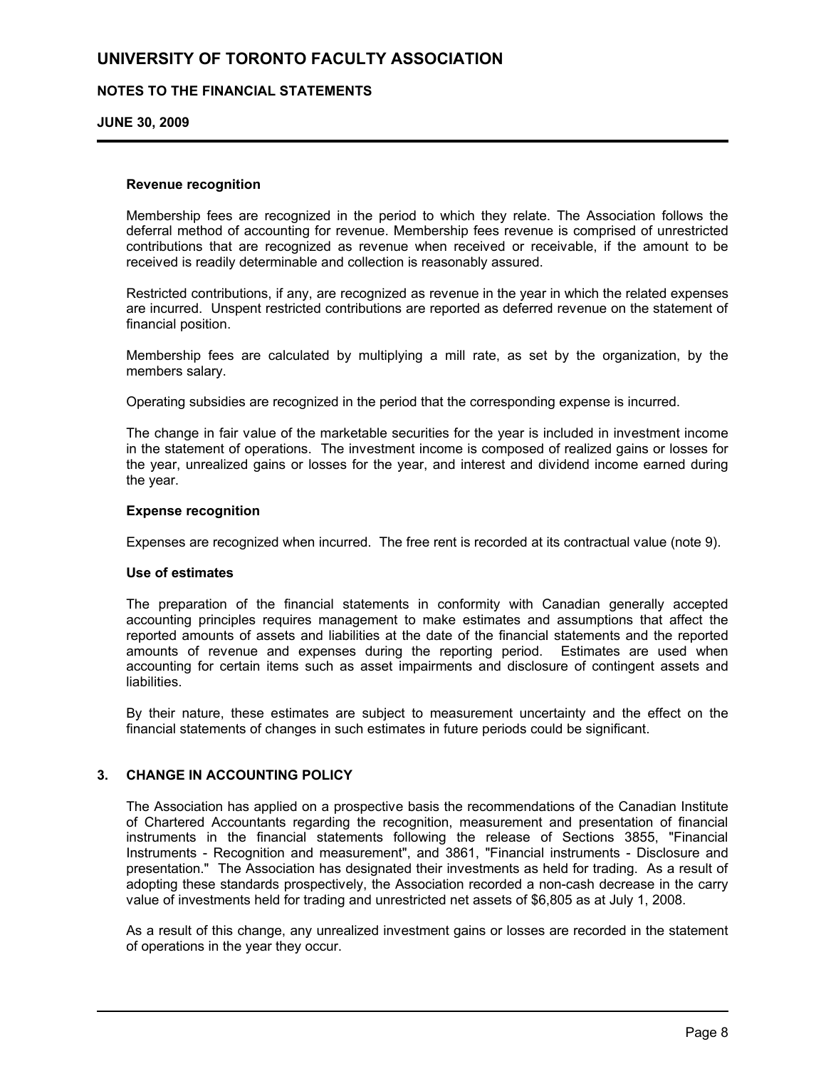### Revenue recognition

Membership fees are recognized in the period to which they relate. The Association follows the deferral method of accounting for revenue. Membership fees revenue is comprised of unrestricted contributions that are recognized as revenue when received or receivable, if the amount to be received is readily determinable and collection is reasonably assured.

Restricted contributions, if any, are recognized as revenue in the year in which the related expenses are incurred. Unspent restricted contributions are reported as deferred revenue on the statement of financial position.

Membership fees are calculated by multiplying a mill rate, as set by the organization, by the members salary.

Operating subsidies are recognized in the period that the corresponding expense is incurred.

The change in fair value of the marketable securities for the year is included in investment income in the statement of operations. The investment income is composed of realized gains or losses for the year, unrealized gains or losses for the year, and interest and dividend income earned during the year.

### Expense recognition

Expenses are recognized when incurred. The free rent is recorded at its contractual value (note 9).

### Use of estimates

The preparation of the financial statements in conformity with Canadian generally accepted accounting principles requires management to make estimates and assumptions that affect the reported amounts of assets and liabilities at the date of the financial statements and the reported amounts of revenue and expenses during the reporting period. Estimates are used when accounting for certain items such as asset impairments and disclosure of contingent assets and liabilities.

By their nature, these estimates are subject to measurement uncertainty and the effect on the financial statements of changes in such estimates in future periods could be significant.

## 3. CHANGE IN ACCOUNTING POLICY

The Association has applied on a prospective basis the recommendations of the Canadian Institute of Chartered Accountants regarding the recognition, measurement and presentation of financial instruments in the financial statements following the release of Sections 3855, "Financial Instruments - Recognition and measurement", and 3861, "Financial instruments - Disclosure and presentation." The Association has designated their investments as held for trading. As a result of adopting these standards prospectively, the Association recorded a non-cash decrease in the carry value of investments held for trading and unrestricted net assets of $6,805 as at July 1, 2008.

As a result of this change, any unrealized investment gains or losses are recorded in the statement of operations in the year they occur.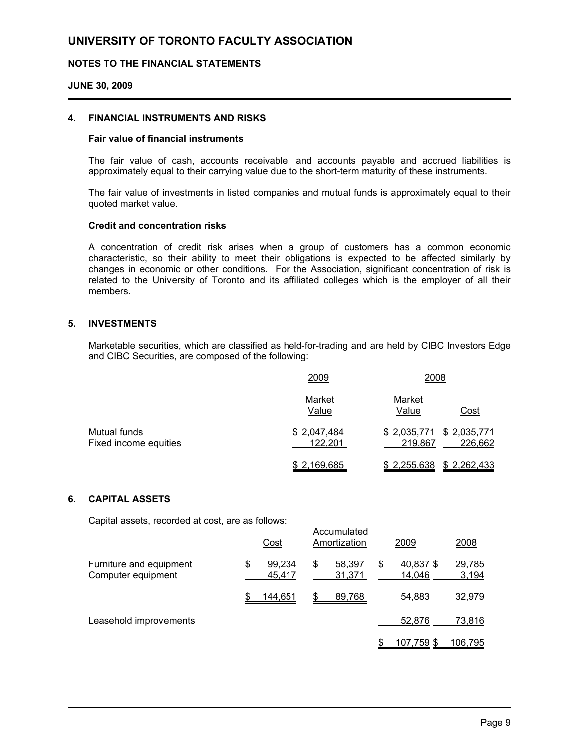# UNIVERSITY OF TORONTO FACULTY ASSOCIATION

**NOTES TO THE FINANCIAL STATEMENTS**

**JUNE 30, 2009**

## 4. FINANCIAL INSTRUMENTS AND RISKS

### Fair value of financial instruments

The fair value of cash, accounts receivable, and accounts payable and accrued liabilities is approximately equal to their carrying value due to the short-term maturity of these instruments.

The fair value of investments in listed companies and mutual funds is approximately equal to their quoted market value.

### Credit and concentration risks

A concentration of credit risk arises when a group of customers has a common economic characteristic, so their ability to meet their obligations is expected to be affected similarly by changes in economic or other conditions. For the Association, significant concentration of risk is related to the University of Toronto and its affiliated colleges which is the employer of all their members.

## 5. INVESTMENTS

Marketable securities, which are classified as held-for-trading and are held by CIBC Investors Edge and CIBC Securities, are composed of the following:

| | 2009 | 2008 | |
|---|---|---|---|
| | Market Value | Market Value | Cost |
| Mutual funds | $ 2,047,484 | $ 2,035,771 | $ 2,035,771 |
| Fixed income equities | 122,201 | 219,867 | 226,662 |
| | $ 2,169,685 | $ 2,255,638 | $ 2,262,433 |

## 6. CAPITAL ASSETS

Capital assets, recorded at cost, are as follows:

| | Cost | Accumulated Amortization | 2009 | 2008 |
|---|---|---|---|---|
| Furniture and equipment | $ 99,234 | $ 58,397 | $ 40,837 | $ 29,785 |
| Computer equipment | 45,417 | 31,371 | 14,046 | 3,194 |
| | $ 144,651 | $ 89,768 | 54,883 | 32,979 |
| Leasehold improvements | | | 52,876 | 73,816 |
| | | | $ 107,759 | $ 106,795 |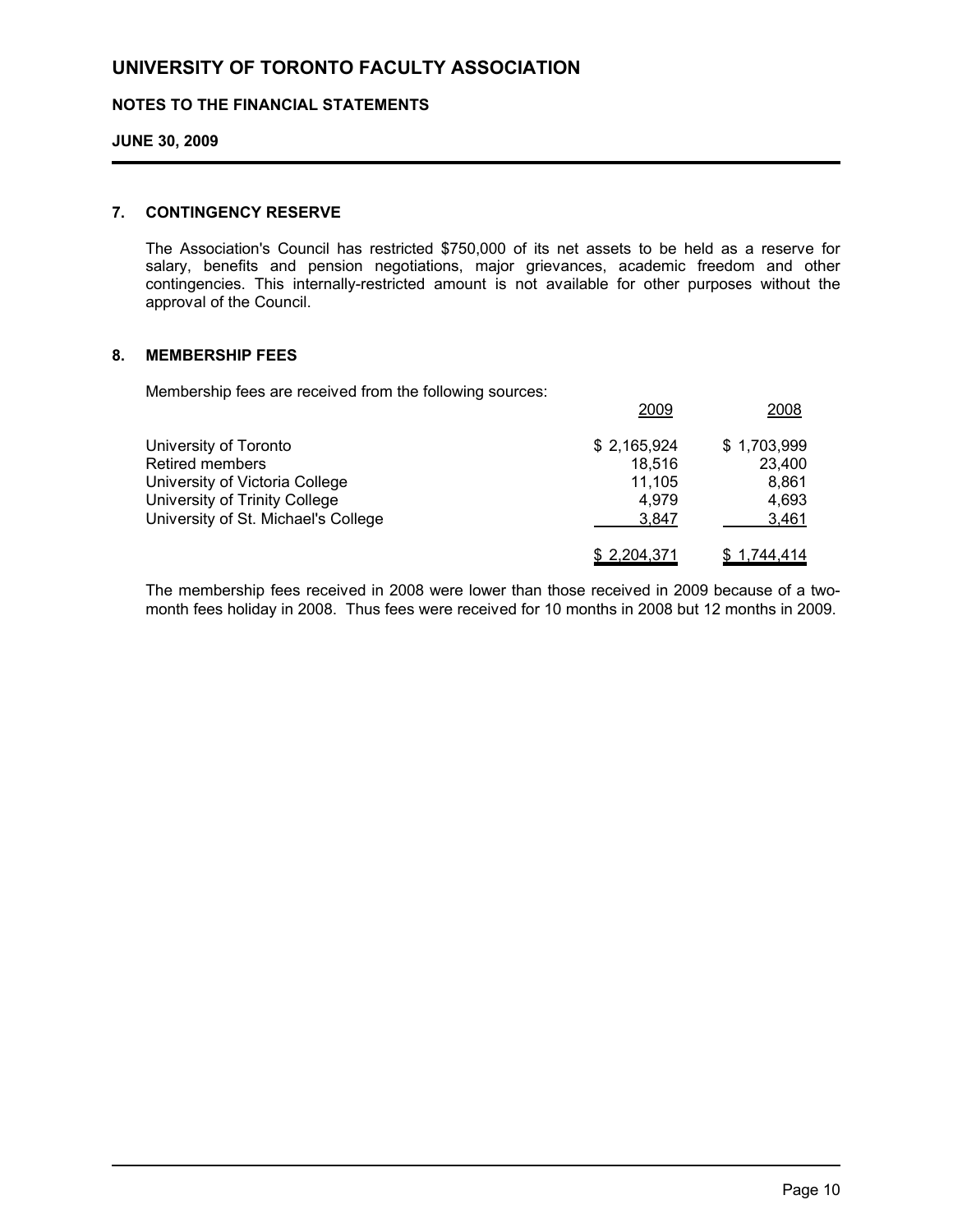# UNIVERSITY OF TORONTO FACULTY ASSOCIATION

## NOTES TO THE FINANCIAL STATEMENTS

**JUNE 30, 2009**

### 7. CONTINGENCY RESERVE

The Association's Council has restricted $750,000 of its net assets to be held as a reserve for salary, benefits and pension negotiations, major grievances, academic freedom and other contingencies. This internally-restricted amount is not available for other purposes without the approval of the Council.

### 8. MEMBERSHIP FEES

Membership fees are received from the following sources:

| | 2009 | 2008 |
|---|---|---|
| University of Toronto | $ 2,165,924 | $ 1,703,999 |
| Retired members | 18,516 | 23,400 |
| University of Victoria College | 11,105 | 8,861 |
| University of Trinity College | 4,979 | 4,693 |
| University of St. Michael's College | 3,847 | 3,461 |
| | $ 2,204,371 | $ 1,744,414 |

The membership fees received in 2008 were lower than those received in 2009 because of a two-month fees holiday in 2008. Thus fees were received for 10 months in 2008 but 12 months in 2009.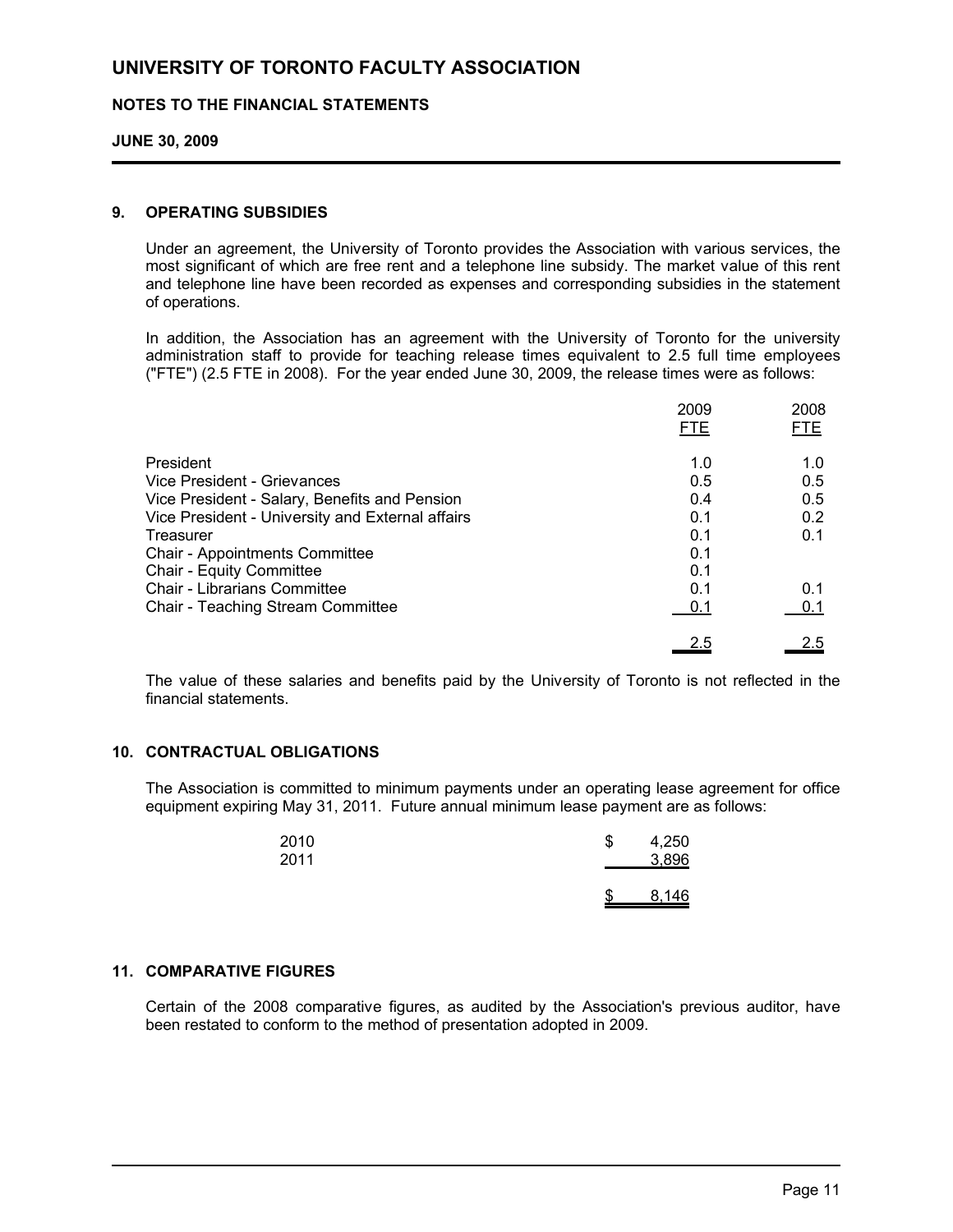# UNIVERSITY OF TORONTO FACULTY ASSOCIATION

**NOTES TO THE FINANCIAL STATEMENTS**

**JUNE 30, 2009**

## 9. OPERATING SUBSIDIES

Under an agreement, the University of Toronto provides the Association with various services, the most significant of which are free rent and a telephone line subsidy. The market value of this rent and telephone line have been recorded as expenses and corresponding subsidies in the statement of operations.

In addition, the Association has an agreement with the University of Toronto for the university administration staff to provide for teaching release times equivalent to 2.5 full time employees ("FTE") (2.5 FTE in 2008). For the year ended June 30, 2009, the release times were as follows:

| | 2009 FTE | 2008 FTE |
|---|---|---|
| President | 1.0 | 1.0 |
| Vice President - Grievances | 0.5 | 0.5 |
| Vice President - Salary, Benefits and Pension | 0.4 | 0.5 |
| Vice President - University and External affairs | 0.1 | 0.2 |
| Treasurer | 0.1 | 0.1 |
| Chair - Appointments Committee | 0.1 | |
| Chair - Equity Committee | 0.1 | |
| Chair - Librarians Committee | 0.1 | 0.1 |
| Chair - Teaching Stream Committee | 0.1 | 0.1 |
| | 2.5 | 2.5 |

The value of these salaries and benefits paid by the University of Toronto is not reflected in the financial statements.

## 10. CONTRACTUAL OBLIGATIONS

The Association is committed to minimum payments under an operating lease agreement for office equipment expiring May 31, 2011. Future annual minimum lease payment are as follows:

| | |
|---|---|
| 2010 | $ 4,250 |
| 2011 | 3,896 |
| | $ 8,146 |

## 11. COMPARATIVE FIGURES

Certain of the 2008 comparative figures, as audited by the Association's previous auditor, have been restated to conform to the method of presentation adopted in 2009.